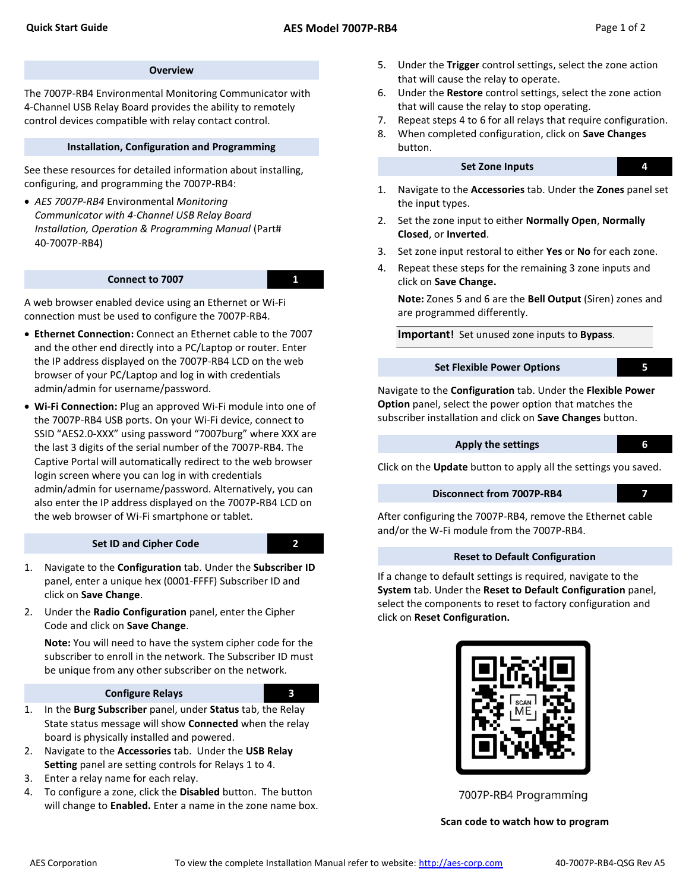# AES Model 7007P-RB4

Quick Start Guide

## Overview

The 7007P-RB4 Environmental Monitoring Communicator with 4-Channel USB Relay Board provides the ability to remotely control devices compatible with relay contact control.

## Installation, Configuration and Programming

See these resources for detailed information about installing, configuring, and programming the 7007P-RB4:

- *AES 7007P-RB4* Environmental *Monitoring Communicator with 4-Channel USB Relay Board Installation, Operation & Programming Manual* (Part# 40-7007P-RB4)

## Connect to 7007 — 1

A web browser enabled device using an Ethernet or Wi-Fi connection must be used to configure the 7007P-RB4.

- **Ethernet Connection:** Connect an Ethernet cable to the 7007 and the other end directly into a PC/Laptop or router. Enter the IP address displayed on the 7007P-RB4 LCD on the web browser of your PC/Laptop and log in with credentials admin/admin for username/password.
- **Wi-Fi Connection:** Plug an approved Wi-Fi module into one of the 7007P-RB4 USB ports. On your Wi-Fi device, connect to SSID "AES2.0-XXX" using password "7007burg" where XXX are the last 3 digits of the serial number of the 7007P-RB4. The Captive Portal will automatically redirect to the web browser login screen where you can log in with credentials admin/admin for username/password. Alternatively, you can also enter the IP address displayed on the 7007P-RB4 LCD on the web browser of Wi-Fi smartphone or tablet.

## Set ID and Cipher Code — 2

1. Navigate to the **Configuration** tab. Under the **Subscriber ID** panel, enter a unique hex (0001-FFFF) Subscriber ID and click on **Save Change**.
2. Under the **Radio Configuration** panel, enter the Cipher Code and click on **Save Change**.

   **Note:** You will need to have the system cipher code for the subscriber to enroll in the network. The Subscriber ID must be unique from any other subscriber on the network.

## Configure Relays — 3

1. In the **Burg Subscriber** panel, under **Status** tab, the Relay State status message will show **Connected** when the relay board is physically installed and powered.
2. Navigate to the **Accessories** tab. Under the **USB Relay Setting** panel are setting controls for Relays 1 to 4.
3. Enter a relay name for each relay.
4. To configure a zone, click the **Disabled** button. The button will change to **Enabled.** Enter a name in the zone name box.
5. Under the **Trigger** control settings, select the zone action that will cause the relay to operate.
6. Under the **Restore** control settings, select the zone action that will cause the relay to stop operating.
7. Repeat steps 4 to 6 for all relays that require configuration.
8. When completed configuration, click on **Save Changes** button.

## Set Zone Inputs — 4

1. Navigate to the **Accessories** tab. Under the **Zones** panel set the input types.
2. Set the zone input to either **Normally Open**, **Normally Closed**, or **Inverted**.
3. Set zone input restoral to either **Yes** or **No** for each zone.
4. Repeat these steps for the remaining 3 zone inputs and click on **Save Change.**

   **Note:** Zones 5 and 6 are the **Bell Output** (Siren) zones and are programmed differently.

**Important!** Set unused zone inputs to **Bypass**.

## Set Flexible Power Options — 5

Navigate to the **Configuration** tab. Under the **Flexible Power Option** panel, select the power option that matches the subscriber installation and click on **Save Changes** button.

## Apply the settings — 6

Click on the **Update** button to apply all the settings you saved.

## Disconnect from 7007P-RB4 — 7

After configuring the 7007P-RB4, remove the Ethernet cable and/or the W-Fi module from the 7007P-RB4.

## Reset to Default Configuration

If a change to default settings is required, navigate to the **System** tab. Under the **Reset to Default Configuration** panel, select the components to reset to factory configuration and click on **Reset Configuration.**

SCAN ME

7007P-RB4 Programming

**Scan code to watch how to program**

AES Corporation — To view the complete Installation Manual refer to website: http://aes-corp.com — 40-7007P-RB4-QSG Rev A5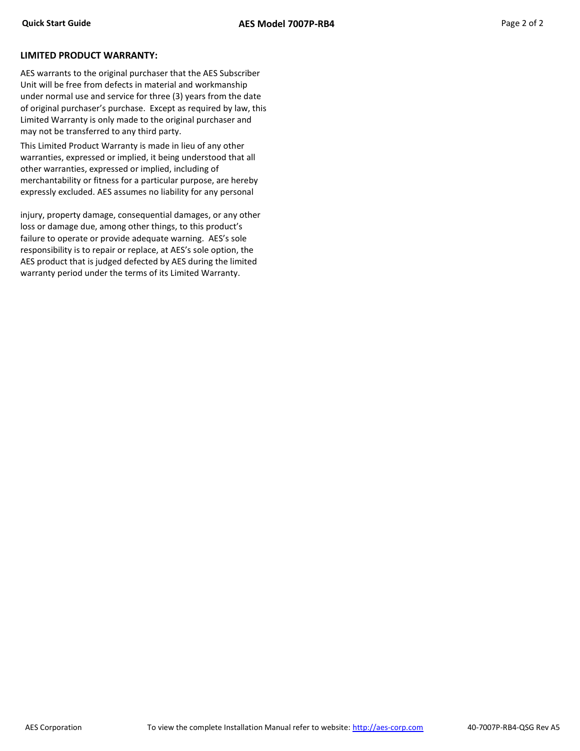## LIMITED PRODUCT WARRANTY:

AES warrants to the original purchaser that the AES Subscriber Unit will be free from defects in material and workmanship under normal use and service for three (3) years from the date of original purchaser's purchase. Except as required by law, this Limited Warranty is only made to the original purchaser and may not be transferred to any third party.

This Limited Product Warranty is made in lieu of any other warranties, expressed or implied, it being understood that all other warranties, expressed or implied, including of merchantability or fitness for a particular purpose, are hereby expressly excluded. AES assumes no liability for any personal injury, property damage, consequential damages, or any other loss or damage due, among other things, to this product's failure to operate or provide adequate warning. AES's sole responsibility is to repair or replace, at AES's sole option, the AES product that is judged defected by AES during the limited warranty period under the terms of its Limited Warranty.